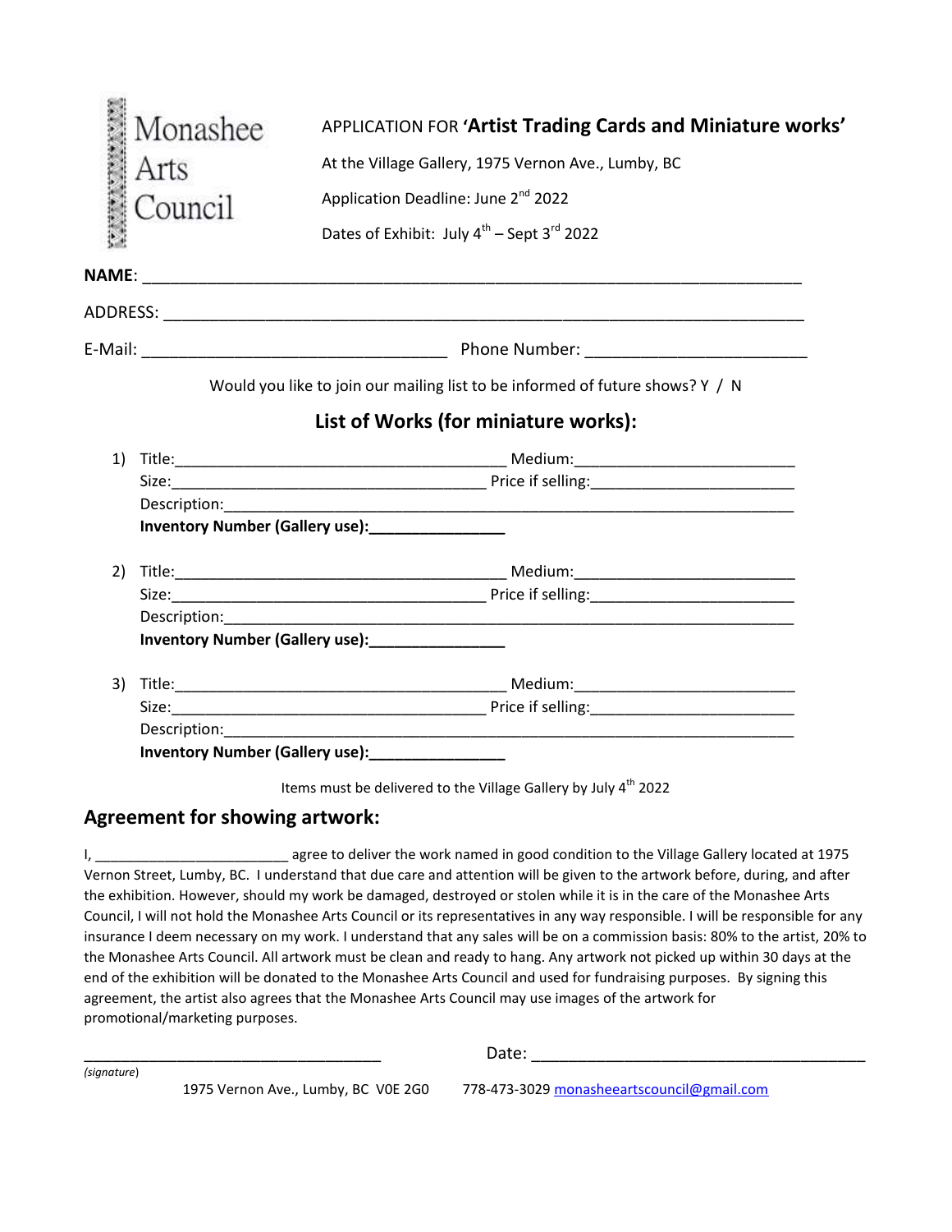Monashee Arts Council

APPLICATION FOR **'Artist Trading Cards and Miniature works'**

At the Village Gallery, 1975 Vernon Ave., Lumby, BC

Application Deadline: June 2nd 2022

Dates of Exhibit: July 4th – Sept 3rd 2022

**NAME**: ______________________________________________________________________________

ADDRESS: ____________________________________________________________________________

E-Mail: _________________________________ Phone Number: ________________________

Would you like to join our mailing list to be informed of future shows? Y / N

## List of Works (for miniature works):

1) Title:_____________________________________ Medium:_________________________
   Size:___________________________________ Price if selling:______________________
   Description:_______________________________________________________________
   **Inventory Number (Gallery use):_______________**

2) Title:_____________________________________ Medium:_________________________
   Size:___________________________________ Price if selling:______________________
   Description:_______________________________________________________________
   **Inventory Number (Gallery use):_______________**

3) Title:_____________________________________ Medium:_________________________
   Size:___________________________________ Price if selling:______________________
   Description:_______________________________________________________________
   **Inventory Number (Gallery use):_______________**

Items must be delivered to the Village Gallery by July 4th 2022

## Agreement for showing artwork:

I, ________________________ agree to deliver the work named in good condition to the Village Gallery located at 1975 Vernon Street, Lumby, BC. I understand that due care and attention will be given to the artwork before, during, and after the exhibition. However, should my work be damaged, destroyed or stolen while it is in the care of the Monashee Arts Council, I will not hold the Monashee Arts Council or its representatives in any way responsible. I will be responsible for any insurance I deem necessary on my work. I understand that any sales will be on a commission basis: 80% to the artist, 20% to the Monashee Arts Council. All artwork must be clean and ready to hang. Any artwork not picked up within 30 days at the end of the exhibition will be donated to the Monashee Arts Council and used for fundraising purposes. By signing this agreement, the artist also agrees that the Monashee Arts Council may use images of the artwork for promotional/marketing purposes.

___________________________________ Date: ______________________________________

*(signature)*

1975 Vernon Ave., Lumby, BC V0E 2G0 778-473-3029 monasheeartscouncil@gmail.com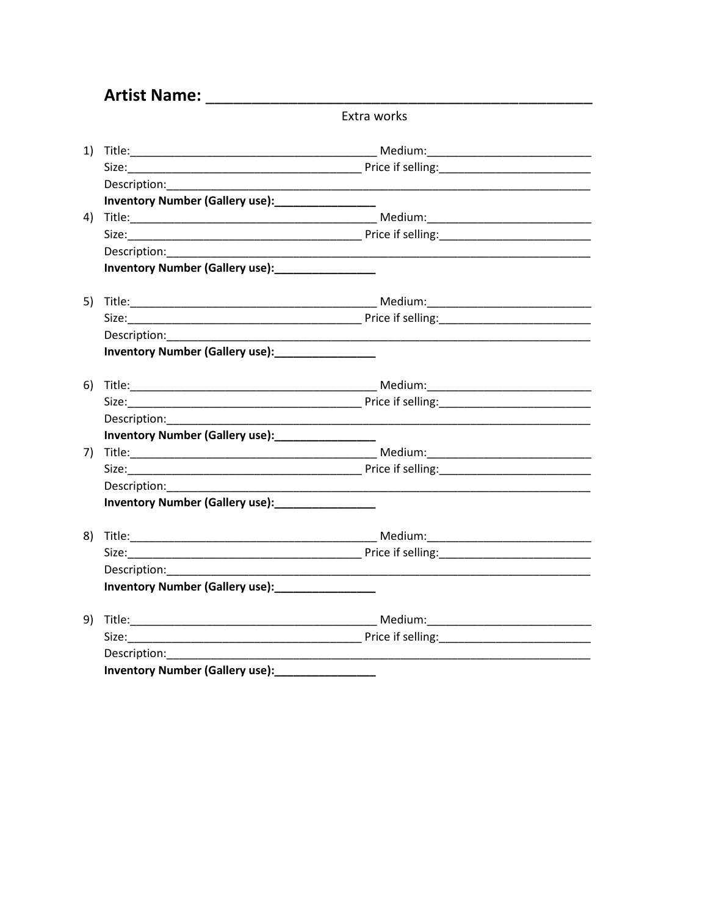## Artist Name: ___________________________________________

Extra works

1) Title:_______________________________________ Medium:__________________________
   Size:_____________________________________ Price if selling:________________________
   Description:__________________________________________________________________
   **Inventory Number (Gallery use):________________**

4) Title:_______________________________________ Medium:__________________________
   Size:_____________________________________ Price if selling:________________________
   Description:__________________________________________________________________
   **Inventory Number (Gallery use):________________**

5) Title:_______________________________________ Medium:__________________________
   Size:_____________________________________ Price if selling:________________________
   Description:__________________________________________________________________
   **Inventory Number (Gallery use):________________**

6) Title:_______________________________________ Medium:__________________________
   Size:_____________________________________ Price if selling:________________________
   Description:__________________________________________________________________
   **Inventory Number (Gallery use):________________**

7) Title:_______________________________________ Medium:__________________________
   Size:_____________________________________ Price if selling:________________________
   Description:__________________________________________________________________
   **Inventory Number (Gallery use):________________**

8) Title:_______________________________________ Medium:__________________________
   Size:_____________________________________ Price if selling:________________________
   Description:__________________________________________________________________
   **Inventory Number (Gallery use):________________**

9) Title:_______________________________________ Medium:__________________________
   Size:_____________________________________ Price if selling:________________________
   Description:__________________________________________________________________
   **Inventory Number (Gallery use):________________**